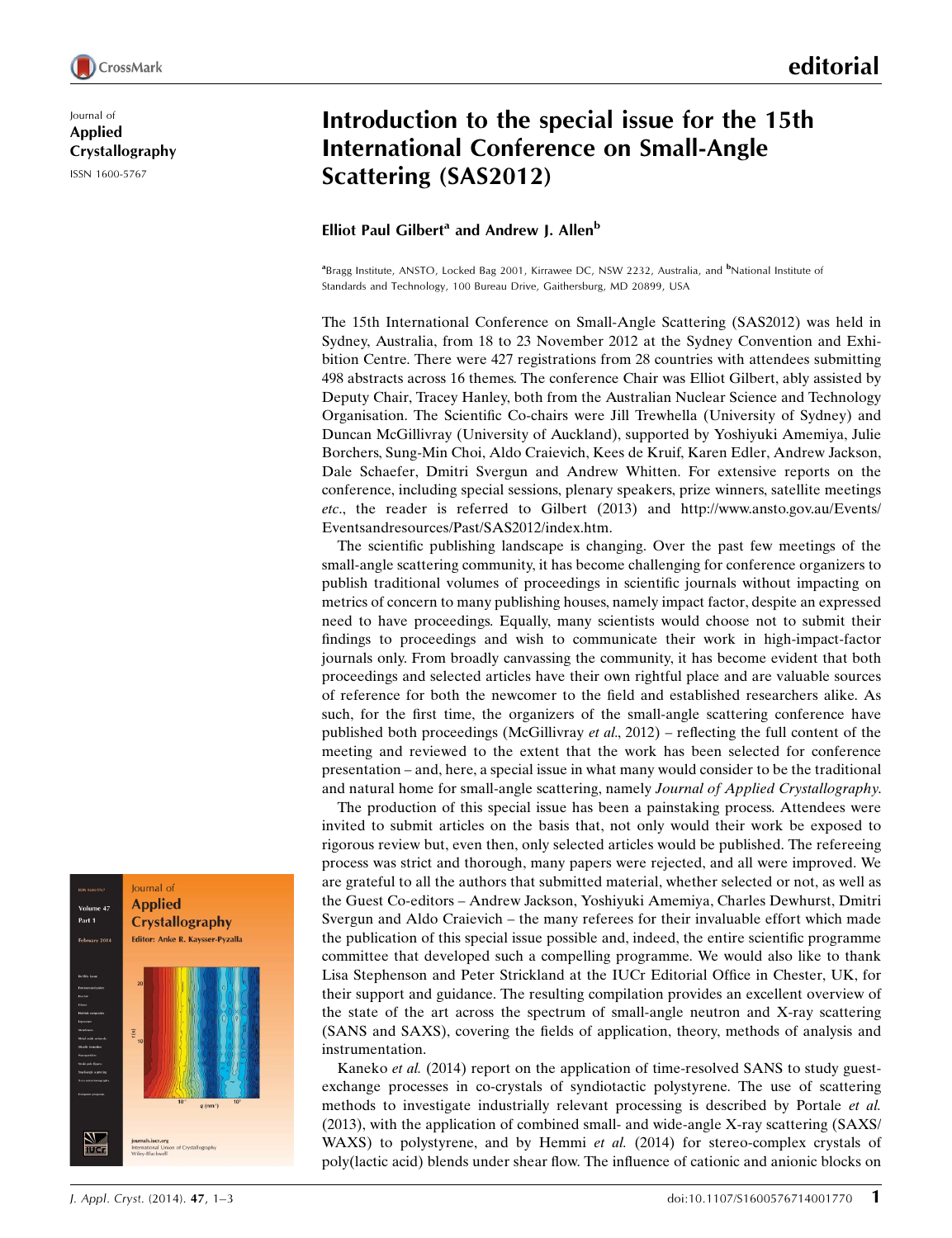Journal of **Applied Crystallography**

ISSN 1600-5767

editorial

# Introduction to the special issue for the 15th International Conference on Small-Angle Scattering (SAS2012)

**Elliot Paul Gilbert[a] and Andrew J. Allen[b]**

[a]Bragg Institute, ANSTO, Locked Bag 2001, Kirrawee DC, NSW 2232, Australia, and [b]National Institute of Standards and Technology, 100 Bureau Drive, Gaithersburg, MD 20899, USA

The 15th International Conference on Small-Angle Scattering (SAS2012) was held in Sydney, Australia, from 18 to 23 November 2012 at the Sydney Convention and Exhibition Centre. There were 427 registrations from 28 countries with attendees submitting 498 abstracts across 16 themes. The conference Chair was Elliot Gilbert, ably assisted by Deputy Chair, Tracey Hanley, both from the Australian Nuclear Science and Technology Organisation. The Scientific Co-chairs were Jill Trewhella (University of Sydney) and Duncan McGillivray (University of Auckland), supported by Yoshiyuki Amemiya, Julie Borchers, Sung-Min Choi, Aldo Craievich, Kees de Kruif, Karen Edler, Andrew Jackson, Dale Schaefer, Dmitri Svergun and Andrew Whitten. For extensive reports on the conference, including special sessions, plenary speakers, prize winners, satellite meetings *etc.*, the reader is referred to Gilbert (2013) and http://www.ansto.gov.au/Events/Eventsandresources/Past/SAS2012/index.htm.

The scientific publishing landscape is changing. Over the past few meetings of the small-angle scattering community, it has become challenging for conference organizers to publish traditional volumes of proceedings in scientific journals without impacting on metrics of concern to many publishing houses, namely impact factor, despite an expressed need to have proceedings. Equally, many scientists would choose not to submit their findings to proceedings and wish to communicate their work in high-impact-factor journals only. From broadly canvassing the community, it has become evident that both proceedings and selected articles have their own rightful place and are valuable sources of reference for both the newcomer to the field and established researchers alike. As such, for the first time, the organizers of the small-angle scattering conference have published both proceedings (McGillivray *et al.*, 2012) – reflecting the full content of the meeting and reviewed to the extent that the work has been selected for conference presentation – and, here, a special issue in what many would consider to be the traditional and natural home for small-angle scattering, namely *Journal of Applied Crystallography*.

The production of this special issue has been a painstaking process. Attendees were invited to submit articles on the basis that, not only would their work be exposed to rigorous review but, even then, only selected articles would be published. The refereeing process was strict and thorough, many papers were rejected, and all were improved. We are grateful to all the authors that submitted material, whether selected or not, as well as the Guest Co-editors – Andrew Jackson, Yoshiyuki Amemiya, Charles Dewhurst, Dmitri Svergun and Aldo Craievich – the many referees for their invaluable effort which made the publication of this special issue possible and, indeed, the entire scientific programme committee that developed such a compelling programme. We would also like to thank Lisa Stephenson and Peter Strickland at the IUCr Editorial Office in Chester, UK, for their support and guidance. The resulting compilation provides an excellent overview of the state of the art across the spectrum of small-angle neutron and X-ray scattering (SANS and SAXS), covering the fields of application, theory, methods of analysis and instrumentation.

Kaneko *et al.* (2014) report on the application of time-resolved SANS to study guest-exchange processes in co-crystals of syndiotactic polystyrene. The use of scattering methods to investigate industrially relevant processing is described by Portale *et al.* (2013), with the application of combined small- and wide-angle X-ray scattering (SAXS/WAXS) to polystyrene, and by Hemmi *et al.* (2014) for stereo-complex crystals of poly(lactic acid) blends under shear flow. The influence of cationic and anionic blocks on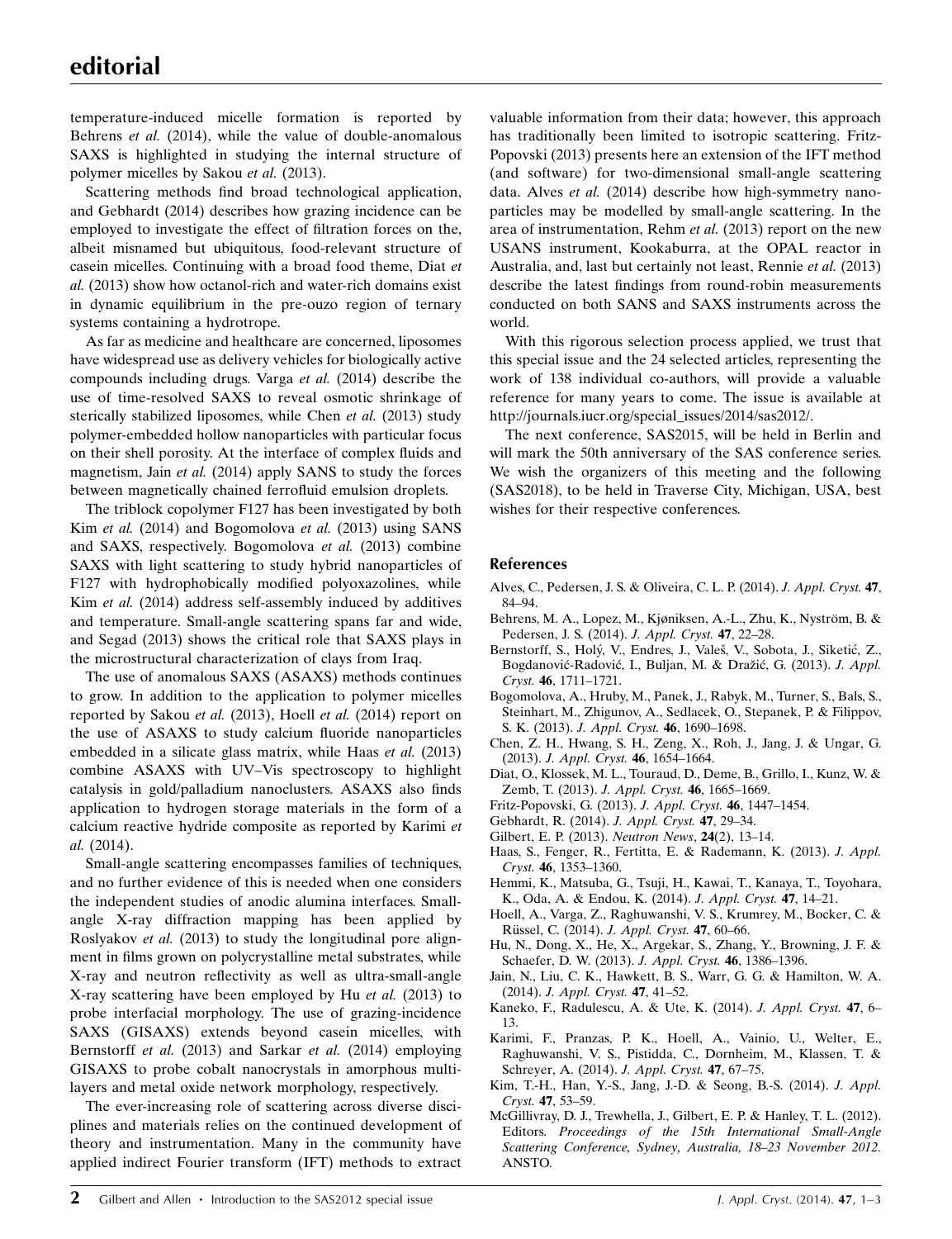temperature-induced micelle formation is reported by Behrens *et al.* (2014), while the value of double-anomalous SAXS is highlighted in studying the internal structure of polymer micelles by Sakou *et al.* (2013).

Scattering methods find broad technological application, and Gebhardt (2014) describes how grazing incidence can be employed to investigate the effect of filtration forces on the, albeit misnamed but ubiquitous, food-relevant structure of casein micelles. Continuing with a broad food theme, Diat *et al.* (2013) show how octanol-rich and water-rich domains exist in dynamic equilibrium in the pre-ouzo region of ternary systems containing a hydrotrope.

As far as medicine and healthcare are concerned, liposomes have widespread use as delivery vehicles for biologically active compounds including drugs. Varga *et al.* (2014) describe the use of time-resolved SAXS to reveal osmotic shrinkage of sterically stabilized liposomes, while Chen *et al.* (2013) study polymer-embedded hollow nanoparticles with particular focus on their shell porosity. At the interface of complex fluids and magnetism, Jain *et al.* (2014) apply SANS to study the forces between magnetically chained ferrofluid emulsion droplets.

The triblock copolymer F127 has been investigated by both Kim *et al.* (2014) and Bogomolova *et al.* (2013) using SANS and SAXS, respectively. Bogomolova *et al.* (2013) combine SAXS with light scattering to study hybrid nanoparticles of F127 with hydrophobically modified polyoxazolines, while Kim *et al.* (2014) address self-assembly induced by additives and temperature. Small-angle scattering spans far and wide, and Segad (2013) shows the critical role that SAXS plays in the microstructural characterization of clays from Iraq.

The use of anomalous SAXS (ASAXS) methods continues to grow. In addition to the application to polymer micelles reported by Sakou *et al.* (2013), Hoell *et al.* (2014) report on the use of ASAXS to study calcium fluoride nanoparticles embedded in a silicate glass matrix, while Haas *et al.* (2013) combine ASAXS with UV–Vis spectroscopy to highlight catalysis in gold/palladium nanoclusters. ASAXS also finds application to hydrogen storage materials in the form of a calcium reactive hydride composite as reported by Karimi *et al.* (2014).

Small-angle scattering encompasses families of techniques, and no further evidence of this is needed when one considers the independent studies of anodic alumina interfaces. Small-angle X-ray diffraction mapping has been applied by Roslyakov *et al.* (2013) to study the longitudinal pore alignment in films grown on polycrystalline metal substrates, while X-ray and neutron reflectivity as well as ultra-small-angle X-ray scattering have been employed by Hu *et al.* (2013) to probe interfacial morphology. The use of grazing-incidence SAXS (GISAXS) extends beyond casein micelles, with Bernstorff *et al.* (2013) and Sarkar *et al.* (2014) employing GISAXS to probe cobalt nanocrystals in amorphous multilayers and metal oxide network morphology, respectively.

The ever-increasing role of scattering across diverse disciplines and materials relies on the continued development of theory and instrumentation. Many in the community have applied indirect Fourier transform (IFT) methods to extract valuable information from their data; however, this approach has traditionally been limited to isotropic scattering. Fritz-Popovski (2013) presents here an extension of the IFT method (and software) for two-dimensional small-angle scattering data. Alves *et al.* (2014) describe how high-symmetry nanoparticles may be modelled by small-angle scattering. In the area of instrumentation, Rehm *et al.* (2013) report on the new USANS instrument, Kookaburra, at the OPAL reactor in Australia, and, last but certainly not least, Rennie *et al.* (2013) describe the latest findings from round-robin measurements conducted on both SANS and SAXS instruments across the world.

With this rigorous selection process applied, we trust that this special issue and the 24 selected articles, representing the work of 138 individual co-authors, will provide a valuable reference for many years to come. The issue is available at http://journals.iucr.org/special_issues/2014/sas2012/.

The next conference, SAS2015, will be held in Berlin and will mark the 50th anniversary of the SAS conference series. We wish the organizers of this meeting and the following (SAS2018), to be held in Traverse City, Michigan, USA, best wishes for their respective conferences.

## References

Alves, C., Pedersen, J. S. & Oliveira, C. L. P. (2014). *J. Appl. Cryst.* **47**, 84–94.

Behrens, M. A., Lopez, M., Kjøniksen, A.-L., Zhu, K., Nyström, B. & Pedersen, J. S. (2014). *J. Appl. Cryst.* **47**, 22–28.

Bernstorff, S., Holý, V., Endres, J., Valeš, V., Sobota, J., Siketić, Z., Bogdanović-Radović, I., Buljan, M. & Dražić, G. (2013). *J. Appl. Cryst.* **46**, 1711–1721.

Bogomolova, A., Hruby, M., Panek, J., Rabyk, M., Turner, S., Bals, S., Steinhart, M., Zhigunov, A., Sedlacek, O., Stepanek, P. & Filippov, S. K. (2013). *J. Appl. Cryst.* **46**, 1690–1698.

Chen, Z. H., Hwang, S. H., Zeng, X., Roh, J., Jang, J. & Ungar, G. (2013). *J. Appl. Cryst.* **46**, 1654–1664.

Diat, O., Klossek, M. L., Touraud, D., Deme, B., Grillo, I., Kunz, W. & Zemb, T. (2013). *J. Appl. Cryst.* **46**, 1665–1669.

Fritz-Popovski, G. (2013). *J. Appl. Cryst.* **46**, 1447–1454.

Gebhardt, R. (2014). *J. Appl. Cryst.* **47**, 29–34.

Gilbert, E. P. (2013). *Neutron News*, **24**(2), 13–14.

Haas, S., Fenger, R., Fertitta, E. & Rademann, K. (2013). *J. Appl. Cryst.* **46**, 1353–1360.

Hemmi, K., Matsuba, G., Tsuji, H., Kawai, T., Kanaya, T., Toyohara, K., Oda, A. & Endou, K. (2014). *J. Appl. Cryst.* **47**, 14–21.

Hoell, A., Varga, Z., Raghuwanshi, V. S., Krumrey, M., Bocker, C. & Rüssel, C. (2014). *J. Appl. Cryst.* **47**, 60–66.

Hu, N., Dong, X., He, X., Argekar, S., Zhang, Y., Browning, J. F. & Schaefer, D. W. (2013). *J. Appl. Cryst.* **46**, 1386–1396.

Jain, N., Liu, C. K., Hawkett, B. S., Warr, G. G. & Hamilton, W. A. (2014). *J. Appl. Cryst.* **47**, 41–52.

Kaneko, F., Radulescu, A. & Ute, K. (2014). *J. Appl. Cryst.* **47**, 6–13.

Karimi, F., Pranzas, P. K., Hoell, A., Vainio, U., Welter, E., Raghuwanshi, V. S., Pistidda, C., Dornheim, M., Klassen, T. & Schreyer, A. (2014). *J. Appl. Cryst.* **47**, 67–75.

Kim, T.-H., Han, Y.-S., Jang, J.-D. & Seong, B.-S. (2014). *J. Appl. Cryst.* **47**, 53–59.

McGillivray, D. J., Trewhella, J., Gilbert, E. P. & Hanley, T. L. (2012). Editors. *Proceedings of the 15th International Small-Angle Scattering Conference, Sydney, Australia, 18–23 November 2012.* ANSTO.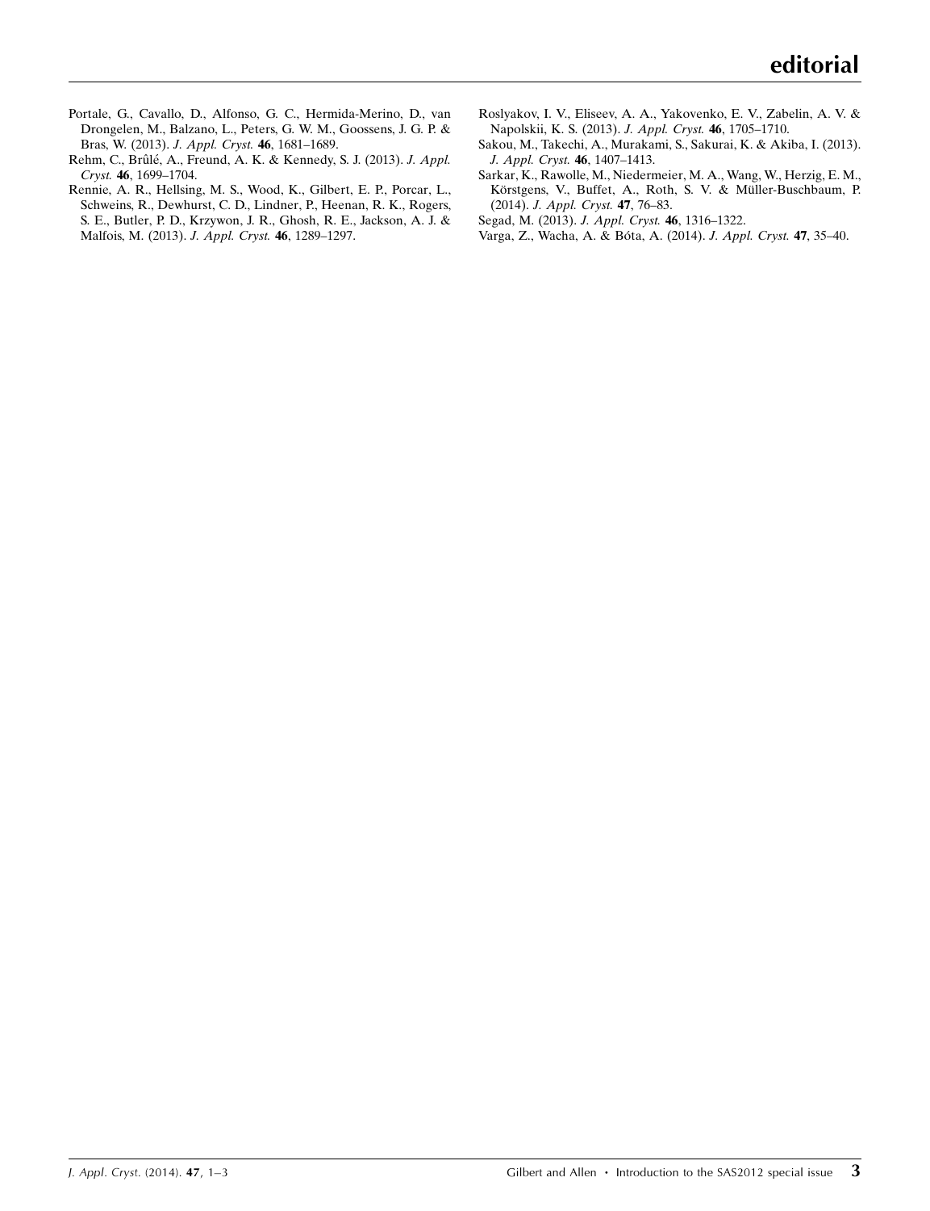Portale, G., Cavallo, D., Alfonso, G. C., Hermida-Merino, D., van Drongelen, M., Balzano, L., Peters, G. W. M., Goossens, J. G. P. & Bras, W. (2013). *J. Appl. Cryst.* **46**, 1681–1689.

Rehm, C., Brûlé, A., Freund, A. K. & Kennedy, S. J. (2013). *J. Appl. Cryst.* **46**, 1699–1704.

Rennie, A. R., Hellsing, M. S., Wood, K., Gilbert, E. P., Porcar, L., Schweins, R., Dewhurst, C. D., Lindner, P., Heenan, R. K., Rogers, S. E., Butler, P. D., Krzywon, J. R., Ghosh, R. E., Jackson, A. J. & Malfois, M. (2013). *J. Appl. Cryst.* **46**, 1289–1297.

Roslyakov, I. V., Eliseev, A. A., Yakovenko, E. V., Zabelin, A. V. & Napolskii, K. S. (2013). *J. Appl. Cryst.* **46**, 1705–1710.

Sakou, M., Takechi, A., Murakami, S., Sakurai, K. & Akiba, I. (2013). *J. Appl. Cryst.* **46**, 1407–1413.

Sarkar, K., Rawolle, M., Niedermeier, M. A., Wang, W., Herzig, E. M., Körstgens, V., Buffet, A., Roth, S. V. & Müller-Buschbaum, P. (2014). *J. Appl. Cryst.* **47**, 76–83.

Segad, M. (2013). *J. Appl. Cryst.* **46**, 1316–1322.

Varga, Z., Wacha, A. & Bóta, A. (2014). *J. Appl. Cryst.* **47**, 35–40.